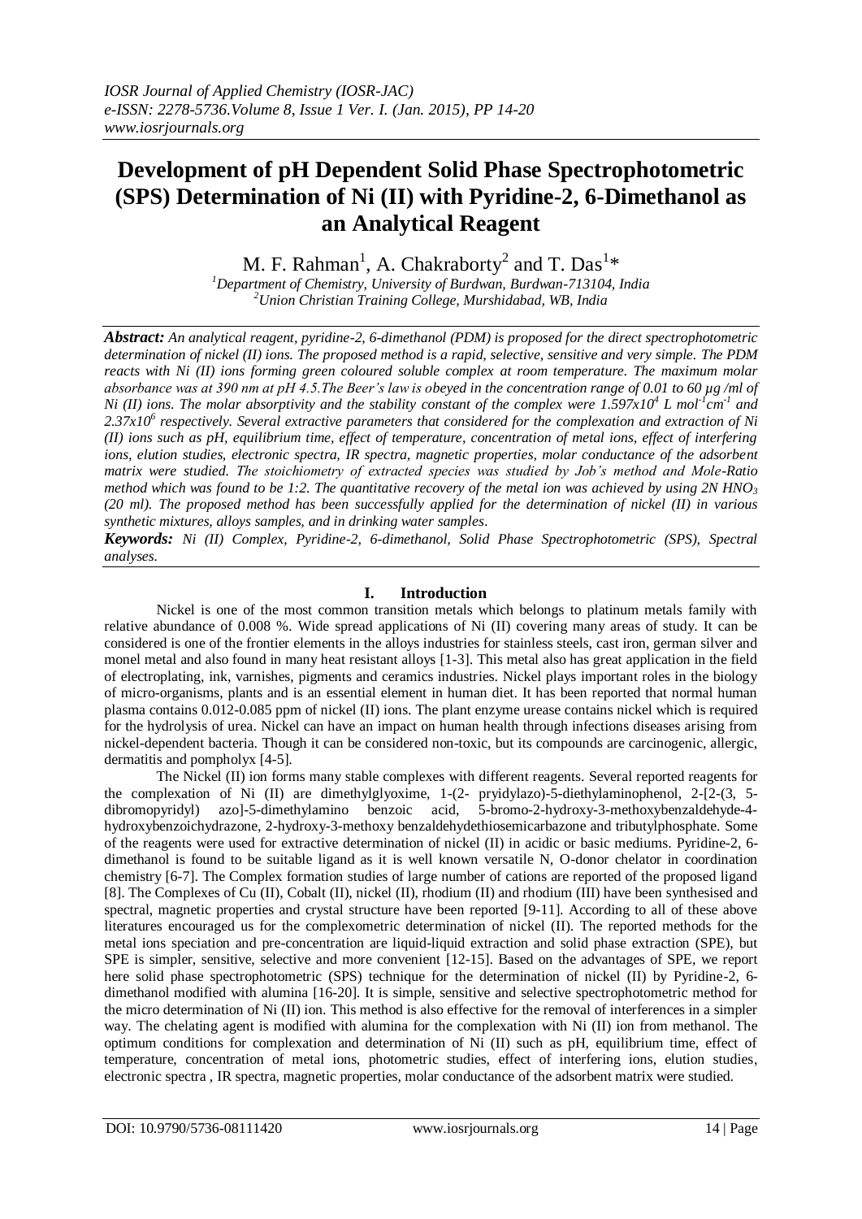# Development of pH Dependent Solid Phase Spectrophotometric (SPS) Determination of Ni (II) with Pyridine-2, 6-Dimethanol as an Analytical Reagent

M. F. Rahman[1], A. Chakraborty[2] and T. Das[1]*

[1]Department of Chemistry, University of Burdwan, Burdwan-713104, India
[2]Union Christian Training College, Murshidabad, WB, India

***Abstract:*** *An analytical reagent, pyridine-2, 6-dimethanol (PDM) is proposed for the direct spectrophotometric determination of nickel (II) ions. The proposed method is a rapid, selective, sensitive and very simple. The PDM reacts with Ni (II) ions forming green coloured soluble complex at room temperature. The maximum molar absorbance was at 390 nm at pH 4.5.The Beer's law is obeyed in the concentration range of 0.01 to 60 µg /ml of Ni (II) ions. The molar absorptivity and the stability constant of the complex were $1.597x10^4$ L $mol^{-1}cm^{-1}$ and $2.37x10^6$ respectively. Several extractive parameters that considered for the complexation and extraction of Ni (II) ions such as pH, equilibrium time, effect of temperature, concentration of metal ions, effect of interfering ions, elution studies, electronic spectra, IR spectra, magnetic properties, molar conductance of the adsorbent matrix were studied. The stoichiometry of extracted species was studied by Job's method and Mole-Ratio method which was found to be 1:2. The quantitative recovery of the metal ion was achieved by using 2N $HNO_3$ (20 ml). The proposed method has been successfully applied for the determination of nickel (II) in various synthetic mixtures, alloys samples, and in drinking water samples.*

***Keywords:*** *Ni (II) Complex, Pyridine-2, 6-dimethanol, Solid Phase Spectrophotometric (SPS), Spectral analyses.*

## I. Introduction

Nickel is one of the most common transition metals which belongs to platinum metals family with relative abundance of 0.008 %. Wide spread applications of Ni (II) covering many areas of study. It can be considered is one of the frontier elements in the alloys industries for stainless steels, cast iron, german silver and monel metal and also found in many heat resistant alloys [1-3]. This metal also has great application in the field of electroplating, ink, varnishes, pigments and ceramics industries. Nickel plays important roles in the biology of micro-organisms, plants and is an essential element in human diet. It has been reported that normal human plasma contains 0.012-0.085 ppm of nickel (II) ions. The plant enzyme urease contains nickel which is required for the hydrolysis of urea. Nickel can have an impact on human health through infections diseases arising from nickel-dependent bacteria. Though it can be considered non-toxic, but its compounds are carcinogenic, allergic, dermatitis and pompholyx [4-5].

The Nickel (II) ion forms many stable complexes with different reagents. Several reported reagents for the complexation of Ni (II) are dimethylglyoxime, 1-(2- pryidylazo)-5-diethylaminophenol, 2-[2-(3, 5-dibromopyridyl) azo]-5-dimethylamino benzoic acid, 5-bromo-2-hydroxy-3-methoxybenzaldehyde-4-hydroxybenzoichydrazone, 2-hydroxy-3-methoxy benzaldehydethiosemicarbazone and tributylphosphate. Some of the reagents were used for extractive determination of nickel (II) in acidic or basic mediums. Pyridine-2, 6-dimethanol is found to be suitable ligand as it is well known versatile N, O-donor chelator in coordination chemistry [6-7]. The Complex formation studies of large number of cations are reported of the proposed ligand [8]. The Complexes of Cu (II), Cobalt (II), nickel (II), rhodium (II) and rhodium (III) have been synthesised and spectral, magnetic properties and crystal structure have been reported [9-11]. According to all of these above literatures encouraged us for the complexometric determination of nickel (II). The reported methods for the metal ions speciation and pre-concentration are liquid-liquid extraction and solid phase extraction (SPE), but SPE is simpler, sensitive, selective and more convenient [12-15]. Based on the advantages of SPE, we report here solid phase spectrophotometric (SPS) technique for the determination of nickel (II) by Pyridine-2, 6-dimethanol modified with alumina [16-20]. It is simple, sensitive and selective spectrophotometric method for the micro determination of Ni (II) ion. This method is also effective for the removal of interferences in a simpler way. The chelating agent is modified with alumina for the complexation with Ni (II) ion from methanol. The optimum conditions for complexation and determination of Ni (II) such as pH, equilibrium time, effect of temperature, concentration of metal ions, photometric studies, effect of interfering ions, elution studies, electronic spectra , IR spectra, magnetic properties, molar conductance of the adsorbent matrix were studied.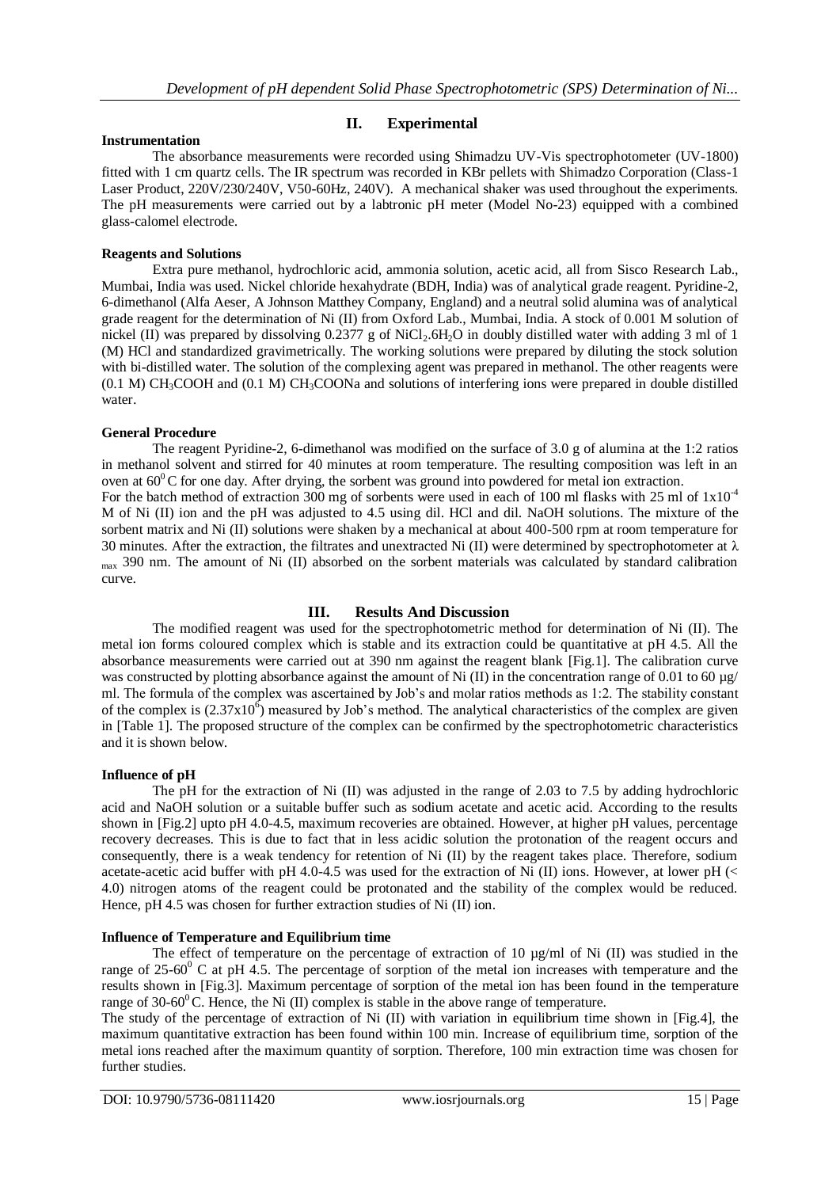## II. Experimental

### Instrumentation

The absorbance measurements were recorded using Shimadzu UV-Vis spectrophotometer (UV-1800) fitted with 1 cm quartz cells. The IR spectrum was recorded in KBr pellets with Shimadzo Corporation (Class-1 Laser Product, 220V/230/240V, V50-60Hz, 240V). A mechanical shaker was used throughout the experiments. The pH measurements were carried out by a labtronic pH meter (Model No-23) equipped with a combined glass-calomel electrode.

### Reagents and Solutions

Extra pure methanol, hydrochloric acid, ammonia solution, acetic acid, all from Sisco Research Lab., Mumbai, India was used. Nickel chloride hexahydrate (BDH, India) was of analytical grade reagent. Pyridine-2, 6-dimethanol (Alfa Aeser, A Johnson Matthey Company, England) and a neutral solid alumina was of analytical grade reagent for the determination of Ni (II) from Oxford Lab., Mumbai, India. A stock of 0.001 M solution of nickel (II) was prepared by dissolving 0.2377 g of $NiCl_2.6H_2O$ in doubly distilled water with adding 3 ml of 1 (M) HCl and standardized gravimetrically. The working solutions were prepared by diluting the stock solution with bi-distilled water. The solution of the complexing agent was prepared in methanol. The other reagents were (0.1 M) $CH_3COOH$ and (0.1 M) $CH_3COONa$ and solutions of interfering ions were prepared in double distilled water.

### General Procedure

The reagent Pyridine-2, 6-dimethanol was modified on the surface of 3.0 g of alumina at the 1:2 ratios in methanol solvent and stirred for 40 minutes at room temperature. The resulting composition was left in an oven at $60^0$ C for one day. After drying, the sorbent was ground into powdered for metal ion extraction.

For the batch method of extraction 300 mg of sorbents were used in each of 100 ml flasks with 25 ml of $1x10^{-4}$ M of Ni (II) ion and the pH was adjusted to 4.5 using dil. HCl and dil. NaOH solutions. The mixture of the sorbent matrix and Ni (II) solutions were shaken by a mechanical at about 400-500 rpm at room temperature for 30 minutes. After the extraction, the filtrates and unextracted Ni (II) were determined by spectrophotometer at $\lambda_{max}$ 390 nm. The amount of Ni (II) absorbed on the sorbent materials was calculated by standard calibration curve.

## III. Results And Discussion

The modified reagent was used for the spectrophotometric method for determination of Ni (II). The metal ion forms coloured complex which is stable and its extraction could be quantitative at pH 4.5. All the absorbance measurements were carried out at 390 nm against the reagent blank [Fig.1]. The calibration curve was constructed by plotting absorbance against the amount of Ni (II) in the concentration range of 0.01 to 60 µg/ ml. The formula of the complex was ascertained by Job's and molar ratios methods as 1:2. The stability constant of the complex is ($2.37x10^6$) measured by Job's method. The analytical characteristics of the complex are given in [Table 1]. The proposed structure of the complex can be confirmed by the spectrophotometric characteristics and it is shown below.

### Influence of pH

The pH for the extraction of Ni (II) was adjusted in the range of 2.03 to 7.5 by adding hydrochloric acid and NaOH solution or a suitable buffer such as sodium acetate and acetic acid. According to the results shown in [Fig.2] upto pH 4.0-4.5, maximum recoveries are obtained. However, at higher pH values, percentage recovery decreases. This is due to fact that in less acidic solution the protonation of the reagent occurs and consequently, there is a weak tendency for retention of Ni (II) by the reagent takes place. Therefore, sodium acetate-acetic acid buffer with pH 4.0-4.5 was used for the extraction of Ni (II) ions. However, at lower pH (< 4.0) nitrogen atoms of the reagent could be protonated and the stability of the complex would be reduced. Hence, pH 4.5 was chosen for further extraction studies of Ni (II) ion.

### Influence of Temperature and Equilibrium time

The effect of temperature on the percentage of extraction of 10 µg/ml of Ni (II) was studied in the range of 25-$60^0$ C at pH 4.5. The percentage of sorption of the metal ion increases with temperature and the results shown in [Fig.3]. Maximum percentage of sorption of the metal ion has been found in the temperature range of 30-$60^0$ C. Hence, the Ni (II) complex is stable in the above range of temperature.

The study of the percentage of extraction of Ni (II) with variation in equilibrium time shown in [Fig.4], the maximum quantitative extraction has been found within 100 min. Increase of equilibrium time, sorption of the metal ions reached after the maximum quantity of sorption. Therefore, 100 min extraction time was chosen for further studies.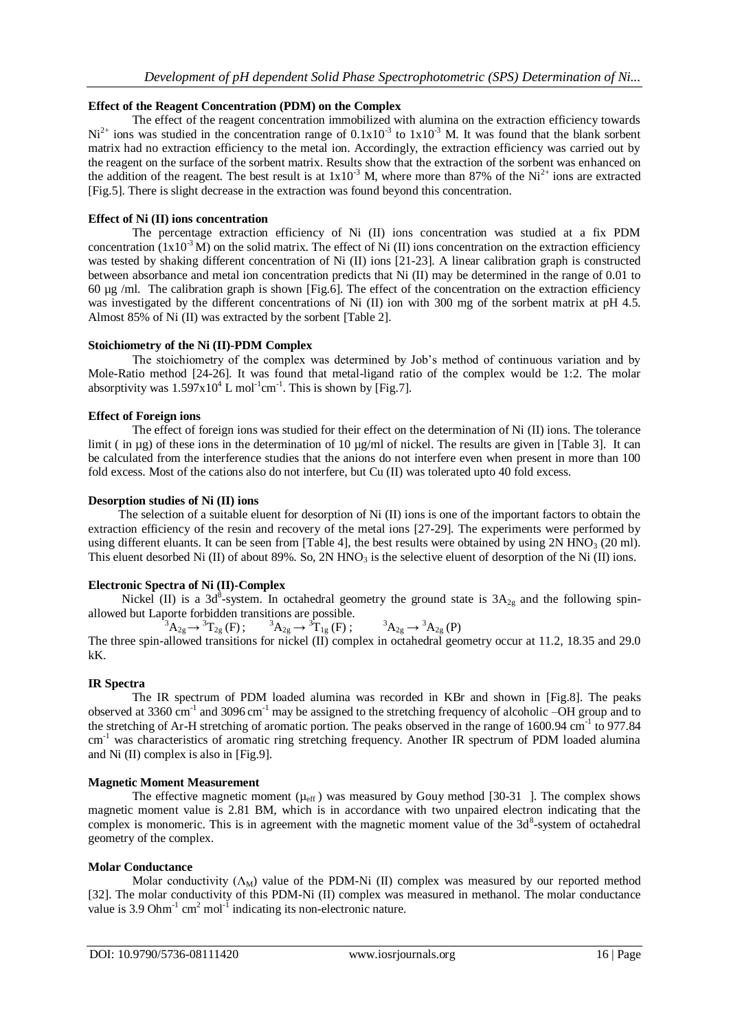**Effect of the Reagent Concentration (PDM) on the Complex**

The effect of the reagent concentration immobilized with alumina on the extraction efficiency towards $Ni^{2+}$ ions was studied in the concentration range of $0.1x10^{-3}$ to $1x10^{-3}$ M. It was found that the blank sorbent matrix had no extraction efficiency to the metal ion. Accordingly, the extraction efficiency was carried out by the reagent on the surface of the sorbent matrix. Results show that the extraction of the sorbent was enhanced on the addition of the reagent. The best result is at $1x10^{-3}$ M, where more than 87% of the $Ni^{2+}$ ions are extracted [Fig.5]. There is slight decrease in the extraction was found beyond this concentration.

**Effect of Ni (II) ions concentration**

The percentage extraction efficiency of Ni (II) ions concentration was studied at a fix PDM concentration ($1x10^{-3}$ M) on the solid matrix. The effect of Ni (II) ions concentration on the extraction efficiency was tested by shaking different concentration of Ni (II) ions [21-23]. A linear calibration graph is constructed between absorbance and metal ion concentration predicts that Ni (II) may be determined in the range of 0.01 to 60 µg /ml. The calibration graph is shown [Fig.6]. The effect of the concentration on the extraction efficiency was investigated by the different concentrations of Ni (II) ion with 300 mg of the sorbent matrix at pH 4.5. Almost 85% of Ni (II) was extracted by the sorbent [Table 2].

**Stoichiometry of the Ni (II)-PDM Complex**

The stoichiometry of the complex was determined by Job's method of continuous variation and by Mole-Ratio method [24-26]. It was found that metal-ligand ratio of the complex would be 1:2. The molar absorptivity was $1.597x10^{4}$ L $mol^{-1}cm^{-1}$. This is shown by [Fig.7].

**Effect of Foreign ions**

The effect of foreign ions was studied for their effect on the determination of Ni (II) ions. The tolerance limit ( in µg) of these ions in the determination of 10 µg/ml of nickel. The results are given in [Table 3]. It can be calculated from the interference studies that the anions do not interfere even when present in more than 100 fold excess. Most of the cations also do not interfere, but Cu (II) was tolerated upto 40 fold excess.

**Desorption studies of Ni (II) ions**

The selection of a suitable eluent for desorption of Ni (II) ions is one of the important factors to obtain the extraction efficiency of the resin and recovery of the metal ions [27-29]. The experiments were performed by using different eluants. It can be seen from [Table 4], the best results were obtained by using 2N $HNO_3$ (20 ml). This eluent desorbed Ni (II) of about 89%. So, 2N $HNO_3$ is the selective eluent of desorption of the Ni (II) ions.

**Electronic Spectra of Ni (II)-Complex**

Nickel (II) is a $3d^8$-system. In octahedral geometry the ground state is $3A_{2g}$ and the following spin-allowed but Laporte forbidden transitions are possible.

$$^3A_{2g} \rightarrow {^3T_{2g}}(F)\ ; \qquad ^3A_{2g} \rightarrow {^3T_{1g}}(F)\ ; \qquad ^3A_{2g} \rightarrow {^3A_{2g}}(P)$$

The three spin-allowed transitions for nickel (II) complex in octahedral geometry occur at 11.2, 18.35 and 29.0 kK.

**IR Spectra**

The IR spectrum of PDM loaded alumina was recorded in KBr and shown in [Fig.8]. The peaks observed at 3360 $cm^{-1}$ and 3096 $cm^{-1}$ may be assigned to the stretching frequency of alcoholic –OH group and to the stretching of Ar-H stretching of aromatic portion. The peaks observed in the range of 1600.94 $cm^{-1}$ to 977.84 $cm^{-1}$ was characteristics of aromatic ring stretching frequency. Another IR spectrum of PDM loaded alumina and Ni (II) complex is also in [Fig.9].

**Magnetic Moment Measurement**

The effective magnetic moment ($\mu_{eff}$) was measured by Gouy method [30-31 ]. The complex shows magnetic moment value is 2.81 BM, which is in accordance with two unpaired electron indicating that the complex is monomeric. This is in agreement with the magnetic moment value of the $3d^8$-system of octahedral geometry of the complex.

**Molar Conductance**

Molar conductivity ($\Lambda_M$) value of the PDM-Ni (II) complex was measured by our reported method [32]. The molar conductivity of this PDM-Ni (II) complex was measured in methanol. The molar conductance value is 3.9 $Ohm^{-1}$ $cm^2$ $mol^{-1}$ indicating its non-electronic nature.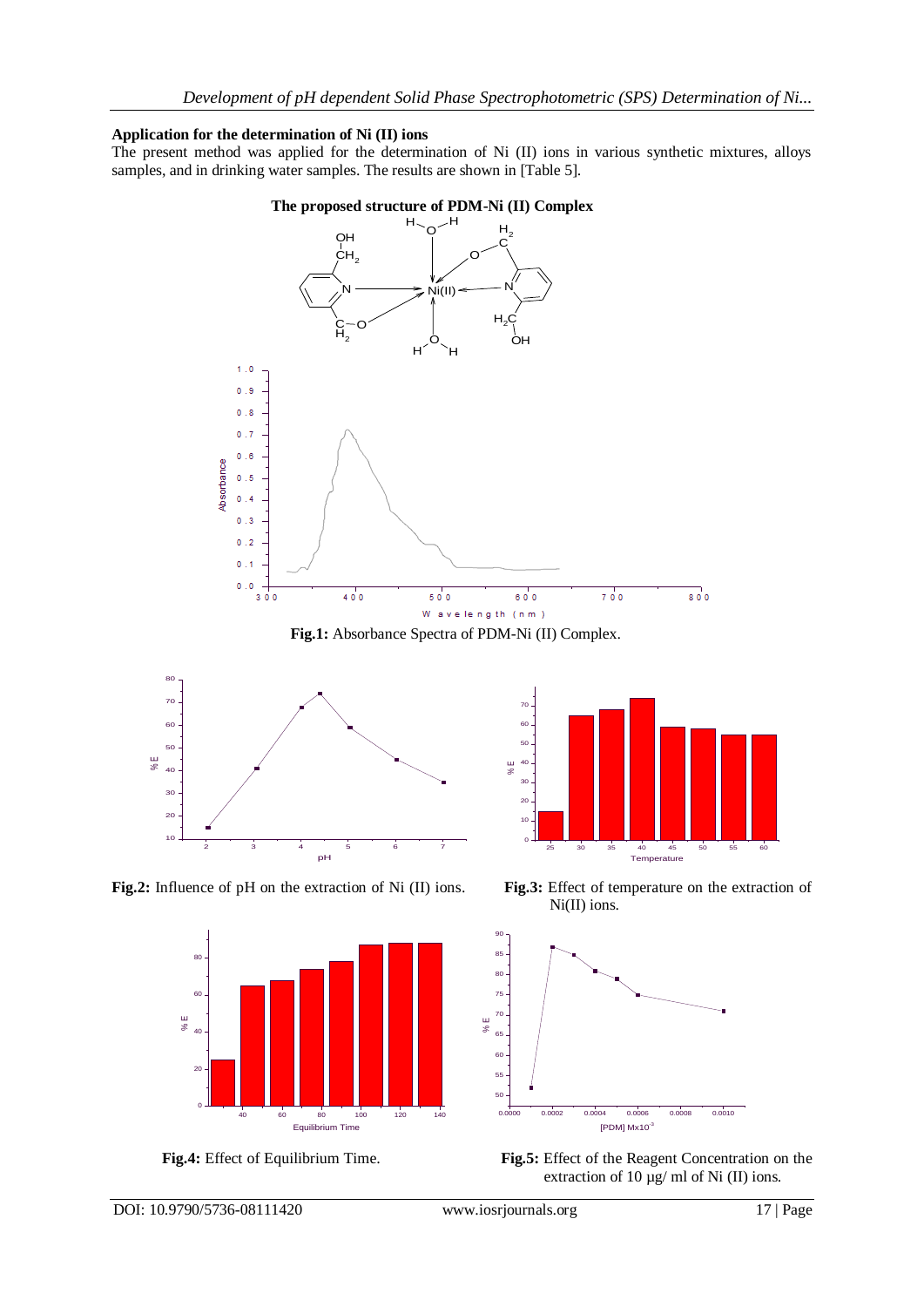### Application for the determination of Ni (II) ions

The present method was applied for the determination of Ni (II) ions in various synthetic mixtures, alloys samples, and in drinking water samples. The results are shown in [Table 5].

**The proposed structure of PDM-Ni (II) Complex**

**Fig.1:** Absorbance Spectra of PDM-Ni (II) Complex.

**Fig.2:** Influence of pH on the extraction of Ni (II) ions.

**Fig.3:** Effect of temperature on the extraction of Ni(II) ions.

**Fig.4:** Effect of Equilibrium Time.

**Fig.5:** Effect of the Reagent Concentration on the extraction of 10 µg/ ml of Ni (II) ions.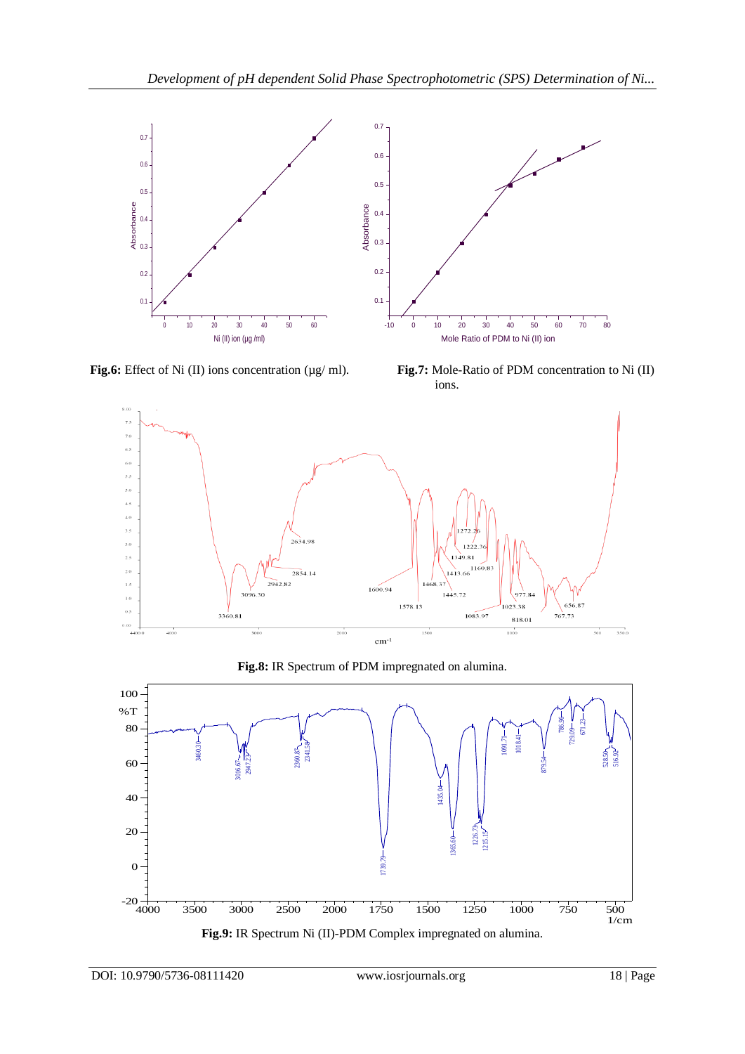**Fig.6:** Effect of Ni (II) ions concentration (µg/ ml).

**Fig.7:** Mole-Ratio of PDM concentration to Ni (II) ions.

**Fig.8:** IR Spectrum of PDM impregnated on alumina.

**Fig.9:** IR Spectrum Ni (II)-PDM Complex impregnated on alumina.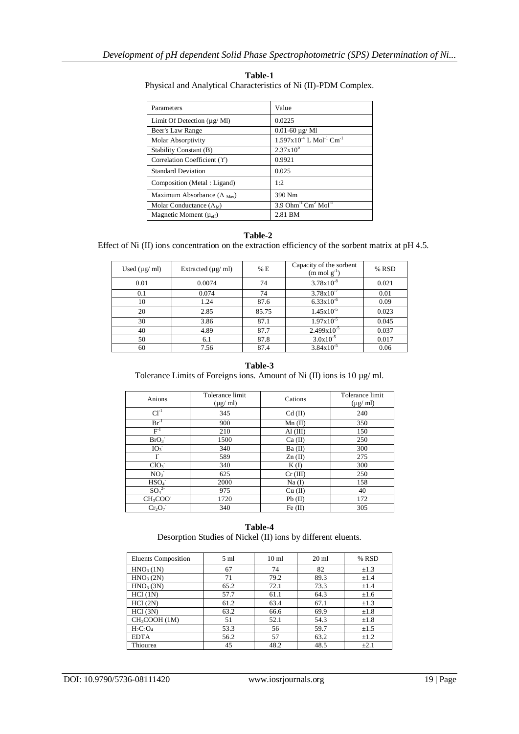**Table-1**
Physical and Analytical Characteristics of Ni (II)-PDM Complex.

| Parameters | Value |
|---|---|
| Limit Of Detection (μg/ Ml) | 0.0225 |
| Beer's Law Range | 0.01-60 μg/ Ml |
| Molar Absorptivity | $1.597 \times 10^{-4}$ L $Mol^{-1}$ $Cm^{-1}$ |
| Stability Constant (Β) | $2.37 \times 10^{6}$ |
| Correlation Coefficient (ϒ) | 0.9921 |
| Standard Deviation | 0.025 |
| Composition (Metal : Ligand) | 1:2 |
| Maximum Absorbance ($\Lambda_{Max}$) | 390 Nm |
| Molar Conductance ($\Lambda_M$) | 3.9 $Ohm^{-1}$ $Cm^{2}$ $Mol^{-1}$ |
| Magnetic Moment ($\mu_{eff}$) | 2.81 BM |

**Table-2**
Effect of Ni (II) ions concentration on the extraction efficiency of the sorbent matrix at pH 4.5.

| Used (μg/ ml) | Extracted (μg/ ml) | % E | Capacity of the sorbent (m mol $g^{-1}$) | % RSD |
|---|---|---|---|---|
| 0.01 | 0.0074 | 74 | $3.78 \times 10^{-8}$ | 0.021 |
| 0.1 | 0.074 | 74 | $3.78 \times 10^{-7}$ | 0.01 |
| 10 | 1.24 | 87.6 | $6.33 \times 10^{-6}$ | 0.09 |
| 20 | 2.85 | 85.75 | $1.45 \times 10^{-5}$ | 0.023 |
| 30 | 3.86 | 87.1 | $1.97 \times 10^{-5}$ | 0.045 |
| 40 | 4.89 | 87.7 | $2.499 \times 10^{-5}$ | 0.037 |
| 50 | 6.1 | 87.8 | $3.0 \times 10^{-5}$ | 0.017 |
| 60 | 7.56 | 87.4 | $3.84 \times 10^{-5}$ | 0.06 |

**Table-3**
Tolerance Limits of Foreigns ions. Amount of Ni (II) ions is 10 μg/ ml.

| Anions | Tolerance limit (μg/ ml) | Cations | Tolerance limit (μg/ ml) |
|---|---|---|---|
| $Cl^{-1}$ | 345 | Cd (II) | 240 |
| $Br^{-1}$ | 900 | Mn (II) | 350 |
| $F^{-1}$ | 210 | Al (III) | 150 |
| $BrO_3^-$ | 1500 | Ca (II) | 250 |
| $IO_3^-$ | 340 | Ba (II) | 300 |
| $I^-$ | 589 | Zn (II) | 275 |
| $ClO_3^-$ | 340 | K (I) | 300 |
| $NO_3^-$ | 625 | Cr (III) | 250 |
| $HSO_4^-$ | 2000 | Na (I) | 158 |
| $SO_4^{2-}$ | 975 | Cu (II) | 40 |
| $CH_3COO^-$ | 1720 | Pb (II) | 172 |
| $Cr_2O_7^-$ | 340 | Fe (II) | 305 |

**Table-4**
Desorption Studies of Nickel (II) ions by different eluents.

| Eluents Composition | 5 ml | 10 ml | 20 ml | % RSD |
|---|---|---|---|---|
| $HNO_3$ (1N) | 67 | 74 | 82 | ±1.3 |
| $HNO_3$ (2N) | 71 | 79.2 | 89.3 | ±1.4 |
| $HNO_3$ (3N) | 65.2 | 72.1 | 73.3 | ±1.4 |
| HCI (1N) | 57.7 | 61.1 | 64.3 | ±1.6 |
| HCI (2N) | 61.2 | 63.4 | 67.1 | ±1.3 |
| HCI (3N) | 63.2 | 66.6 | 69.9 | ±1.8 |
| $CH_3COOH$ (1M) | 51 | 52.1 | 54.3 | ±1.8 |
| $H_2C_2O_4$ | 53.3 | 56 | 59.7 | ±1.5 |
| EDTA | 56.2 | 57 | 63.2 | ±1.2 |
| Thiourea | 45 | 48.2 | 48.5 | ±2.1 |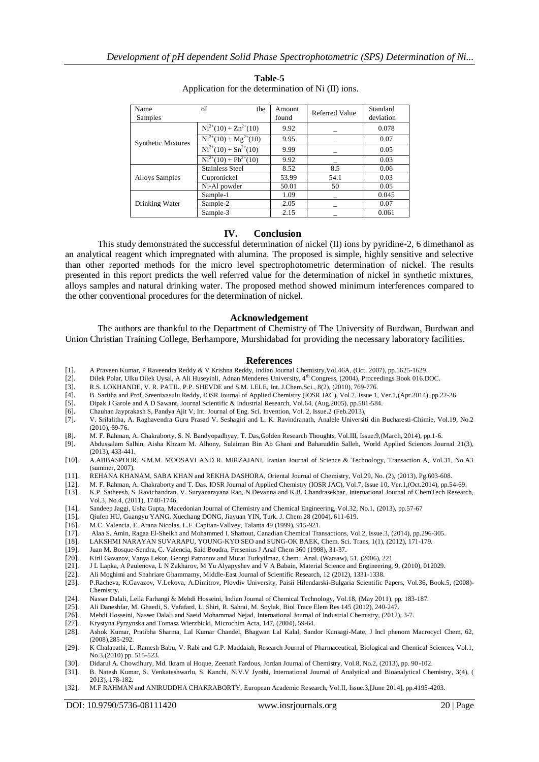**Table-5**

Application for the determination of Ni (II) ions.

| Name of the Samples | | Amount found | Referred Value | Standard deviation |
|---|---|---|---|---|
| Synthetic Mixtures | $Ni^{2+}(10) + Zn^{2+}(10)$ | 9.92 | _ | 0.078 |
| | $Ni^{2+}(10) + Mg^{2+}(10)$ | 9.95 | _ | 0.07 |
| | $Ni^{2+}(10) + Sn^{2+}(10)$ | 9.99 | _ | 0.05 |
| | $Ni^{2+}(10) + Pb^{2+}(10)$ | 9.92 | _ | 0.03 |
| Alloys Samples | Stainless Steel | 8.52 | 8.5 | 0.06 |
| | Cupronickel | 53.99 | 54.1 | 0.03 |
| | Ni-Al powder | 50.01 | 50 | 0.05 |
| Drinking Water | Sample-1 | 1.09 | _ | 0.045 |
| | Sample-2 | 2.05 | _ | 0.07 |
| | Sample-3 | 2.15 | _ | 0.061 |

## IV. Conclusion

This study demonstrated the successful determination of nickel (II) ions by pyridine-2, 6 dimethanol as an analytical reagent which impregnated with alumina. The proposed is simple, highly sensitive and selective than other reported methods for the micro level spectrophotometric determination of nickel. The results presented in this report predicts the well referred value for the determination of nickel in synthetic mixtures, alloys samples and natural drinking water. The proposed method showed minimum interferences compared to the other conventional procedures for the determination of nickel.

## Acknowledgement

The authors are thankful to the Department of Chemistry of The University of Burdwan, Burdwan and Union Christian Training College, Berhampore, Murshidabad for providing the necessary laboratory facilities.

## References

[1]. A Praveen Kumar, P Raveendra Reddy & V Krishna Reddy, Indian Journal Chemistry,Vol.46A, (Oct. 2007), pp.1625-1629.
[2]. Dilek Polar, Ulku Dilek Uysal, A Ali Huseyinli, Adnan Menderes University, 4th Congress, (2004), Proceedings Book 016.DOC.
[3]. R.S. LOKHANDE, V. R. PATIL, P.P. SHEVDE and S.M. LELE, Int. J.Chem.Sci., 8(2), (2010), 769-776.
[4]. B. Saritha and Prof. Sreenivasulu Reddy, IOSR Journal of Applied Chemistry (IOSR JAC), Vol.7, Issue 1, Ver.1,(Apr.2014), pp.22-26.
[5]. Dipak J Garole and A D Sawant, Journal Scientific & Industrial Research, Vol.64, (Aug.2005), pp.581-584.
[6]. Chauhan Jayprakash S, Pandya Ajit V, Int. Journal of Eng. Sci. Invention, Vol. 2, Issue.2 (Feb.2013),
[7]. V. Srilalitha, A. Raghavendra Guru Prasad V. Seshagiri and L. K. Ravindranath, Analele Universiti din Bucharesti-Chimie, Vol.19, No.2 (2010), 69-76.
[8]. M. F. Rahman, A. Chakraborty, S. N. Bandyopadhyay, T. Das,Golden Research Thoughts, Vol.III, Issue.9,(March, 2014), pp.1-6.
[9]. Abdussalam Salhin, Aisha Khzam M. Alhony, Sulaiman Bin Ab Ghani and Baharuddin Salleh, World Applied Sciences Journal 21(3), (2013), 433-441.
[10]. A.ABBASPOUR, S.M.M. MOOSAVI AND R. MIRZAJANI, Iranian Journal of Science & Technology, Transaction A, Vol.31, No.A3 (summer, 2007).
[11]. REHANA KHANAM, SABA KHAN and REKHA DASHORA, Oriental Journal of Chemistry, Vol.29, No. (2), (2013), Pg.603-608.
[12]. M. F. Rahman, A. Chakraborty and T. Das, IOSR Journal of Applied Chemistry (IOSR JAC), Vol.7, Issue 10, Ver.1,(Oct.2014), pp.54-69.
[13]. K.P. Satheesh, S. Ravichandran, V. Suryanarayana Rao, N.Devanna and K.B. Chandrasekhar, International Journal of ChemTech Research, Vol.3, No.4, (2011), 1740-1746.
[14]. Sandeep Jaggi, Usha Gupta, Macedonian Journal of Chemistry and Chemical Engineering, Vol.32, No.1, (2013), pp.57-67
[15]. Qiufen HU, Guangyu YANG, Xuechang DONG, Jiayuan YIN, Turk. J. Chem 28 (2004), 611-619.
[16]. M.C. Valencia, E. Arana Nicolas, L.F. Capitan-Vallvey, Talanta 49 (1999), 915-921.
[17]. Alaa S. Amin, Ragaa El-Sheikh and Mohammed I. Shattout, Canadian Chemical Transactions, Vol.2, Issue.3, (2014), pp.296-305.
[18]. LAKSHMI NARAYAN SUVARAPU, YOUNG-KYO SEO and SUNG-OK BAEK, Chem. Sci. Trans, 1(1), (2012), 171-179.
[19]. Juan M. Bosque-Sendra, C. Valencia, Said Boudra, Fresenius J Anal Chem 360 (1998), 31-37.
[20]. Kiril Gavazov, Vanya Lekor, Georgi Patronov and Murat Turkyilmaz, Chem. Anal. (Warsaw), 51, (2006), 221
[21]. J L Lapka, A Paulenova, L N Zakharov, M Yu Alyapyshev and V A Babain, Material Science and Engineering, 9, (2010), 012029.
[22]. Ali Moghimi and Shahriare Ghammamy, Middle-East Journal of Scientific Research, 12 (2012), 1331-1338.
[23]. P.Racheva, K.Gavazov, V.Lekova, A.Dimitrov, Plovdiv University, Paisii Hilendarski-Bulgaria Scientific Papers, Vol.36, Book.5, (2008)-Chemistry.
[24]. Nasser Dalali, Leila Farhangi & Mehdi Hosseini, Indian Journal of Chemical Technology, Vol.18, (May 2011), pp. 183-187.
[25]. Ali Daneshfar, M. Ghaedi, S. Vafafard, L. Shiri, R. Sahrai, M. Soylak, Biol Trace Elem Res 145 (2012), 240-247.
[26]. Mehdi Hosseini, Nasser Dalali and Saeid Mohammad Nejad, International Journal of Industrial Chemistry, (2012), 3-7.
[27]. Krystyna Pyrzynska and Tomasz Wierzbicki, Microchim Acta, 147, (2004), 59-64.
[28]. Ashok Kumar, Pratibha Sharma, Lal Kumar Chandel, Bhagwan Lal Kalal, Sandor Kunsagi-Mate, J Incl phenom Macrocycl Chem, 62, (2008),285-292.
[29]. K Chalapathi, L. Ramesh Babu, V. Rabi and G.P. Maddaiah, Research Journal of Pharmaceutical, Biological and Chemical Sciences, Vol.1, No.3,(2010) pp. 515-523.
[30]. Didarul A. Chowdhury, Md. Ikram ul Hoque, Zeenath Fardous, Jordan Journal of Chemistry, Vol.8, No.2, (2013), pp. 90-102.
[31]. B. Natesh Kumar, S. Venkateshwarlu, S. Kanchi, N.V.V Jyothi, International Journal of Analytical and Bioanalytical Chemistry, 3(4), ( 2013), 178-182.
[32]. M.F RAHMAN and ANIRUDDHA CHAKRABORTY, European Academic Research, Vol.II, Issue.3,[June 2014], pp.4195-4203.